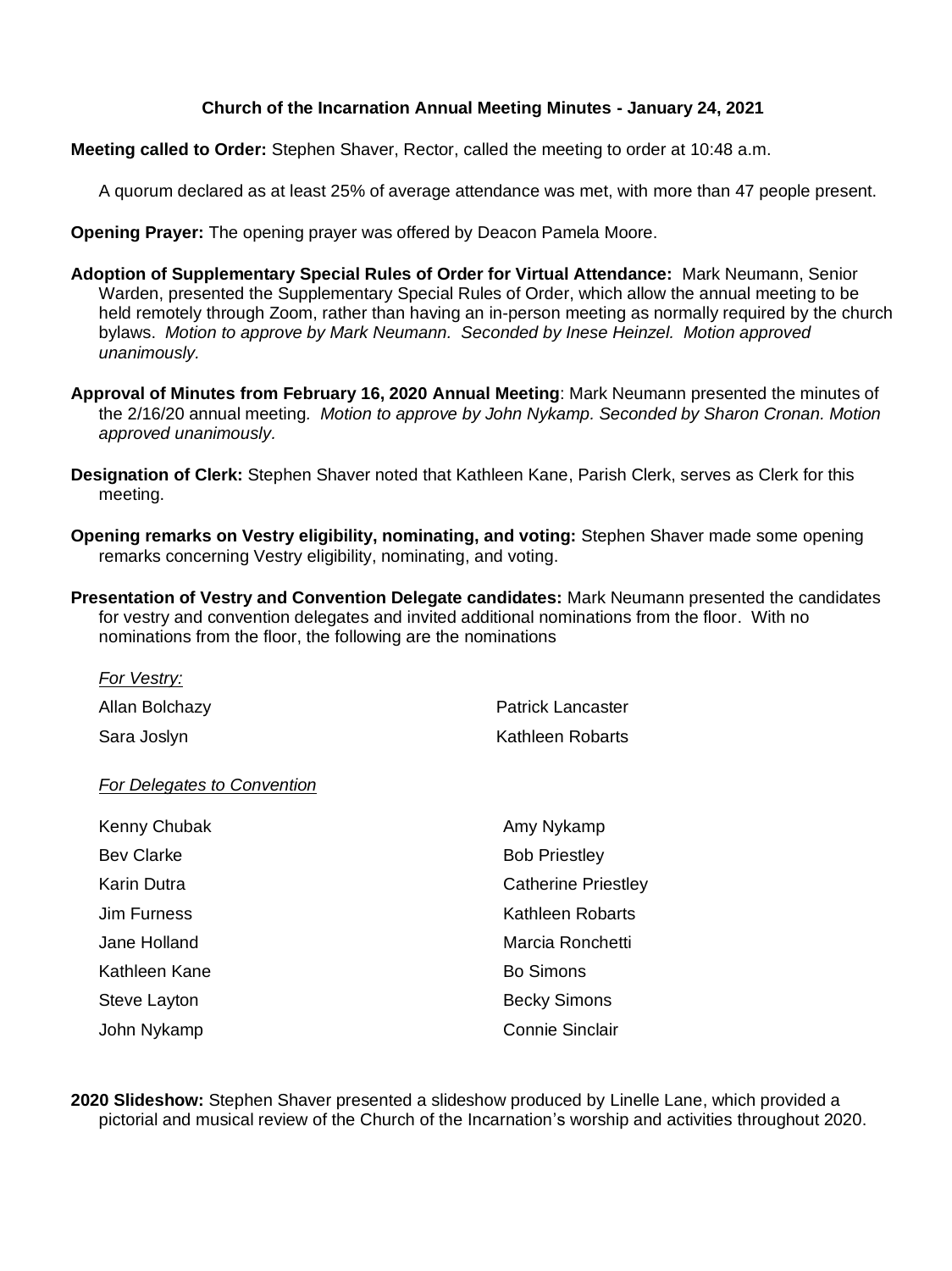# Church of the Incarnation Annual Meeting Minutes - January 24, 2021

**Meeting called to Order:** Stephen Shaver, Rector, called the meeting to order at 10:48 a.m.

A quorum declared as at least 25% of average attendance was met, with more than 47 people present.

**Opening Prayer:** The opening prayer was offered by Deacon Pamela Moore.

**Adoption of Supplementary Special Rules of Order for Virtual Attendance:** Mark Neumann, Senior Warden, presented the Supplementary Special Rules of Order, which allow the annual meeting to be held remotely through Zoom, rather than having an in-person meeting as normally required by the church bylaws. *Motion to approve by Mark Neumann. Seconded by Inese Heinzel. Motion approved unanimously.*

**Approval of Minutes from February 16, 2020 Annual Meeting**: Mark Neumann presented the minutes of the 2/16/20 annual meeting. *Motion to approve by John Nykamp. Seconded by Sharon Cronan. Motion approved unanimously.*

**Designation of Clerk:** Stephen Shaver noted that Kathleen Kane, Parish Clerk, serves as Clerk for this meeting.

**Opening remarks on Vestry eligibility, nominating, and voting:** Stephen Shaver made some opening remarks concerning Vestry eligibility, nominating, and voting.

**Presentation of Vestry and Convention Delegate candidates:** Mark Neumann presented the candidates for vestry and convention delegates and invited additional nominations from the floor. With no nominations from the floor, the following are the nominations

*For Vestry:*

- Allan Bolchazy
- Sara Joslyn
- Patrick Lancaster
- Kathleen Robarts

*For Delegates to Convention*

- Kenny Chubak
- Bev Clarke
- Karin Dutra
- Jim Furness
- Jane Holland
- Kathleen Kane
- Steve Layton
- John Nykamp
- Amy Nykamp
- Bob Priestley
- Catherine Priestley
- Kathleen Robarts
- Marcia Ronchetti
- Bo Simons
- Becky Simons
- Connie Sinclair

**2020 Slideshow:** Stephen Shaver presented a slideshow produced by Linelle Lane, which provided a pictorial and musical review of the Church of the Incarnation's worship and activities throughout 2020.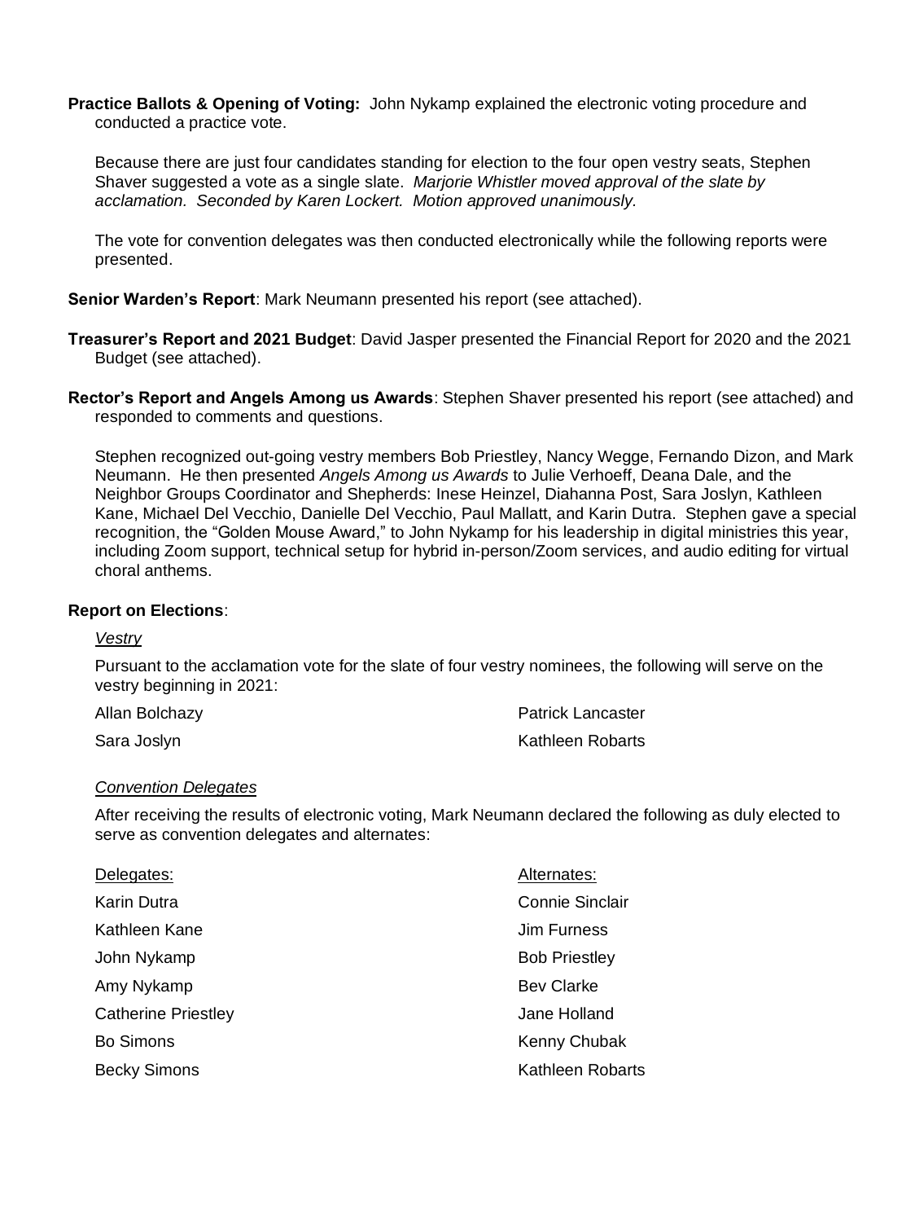**Practice Ballots & Opening of Voting:** John Nykamp explained the electronic voting procedure and conducted a practice vote.

Because there are just four candidates standing for election to the four open vestry seats, Stephen Shaver suggested a vote as a single slate. *Marjorie Whistler moved approval of the slate by acclamation. Seconded by Karen Lockert. Motion approved unanimously.*

The vote for convention delegates was then conducted electronically while the following reports were presented.

**Senior Warden's Report**: Mark Neumann presented his report (see attached).

**Treasurer's Report and 2021 Budget**: David Jasper presented the Financial Report for 2020 and the 2021 Budget (see attached).

**Rector's Report and Angels Among us Awards**: Stephen Shaver presented his report (see attached) and responded to comments and questions.

Stephen recognized out-going vestry members Bob Priestley, Nancy Wegge, Fernando Dizon, and Mark Neumann. He then presented *Angels Among us Awards* to Julie Verhoeff, Deana Dale, and the Neighbor Groups Coordinator and Shepherds: Inese Heinzel, Diahanna Post, Sara Joslyn, Kathleen Kane, Michael Del Vecchio, Danielle Del Vecchio, Paul Mallatt, and Karin Dutra. Stephen gave a special recognition, the "Golden Mouse Award," to John Nykamp for his leadership in digital ministries this year, including Zoom support, technical setup for hybrid in-person/Zoom services, and audio editing for virtual choral anthems.

**Report on Elections**:

*Vestry*

Pursuant to the acclamation vote for the slate of four vestry nominees, the following will serve on the vestry beginning in 2021:

- Allan Bolchazy
- Sara Joslyn
- Patrick Lancaster
- Kathleen Robarts

*Convention Delegates*

After receiving the results of electronic voting, Mark Neumann declared the following as duly elected to serve as convention delegates and alternates:

| Delegates: | Alternates: |
| --- | --- |
| Karin Dutra | Connie Sinclair |
| Kathleen Kane | Jim Furness |
| John Nykamp | Bob Priestley |
| Amy Nykamp | Bev Clarke |
| Catherine Priestley | Jane Holland |
| Bo Simons | Kenny Chubak |
| Becky Simons | Kathleen Robarts |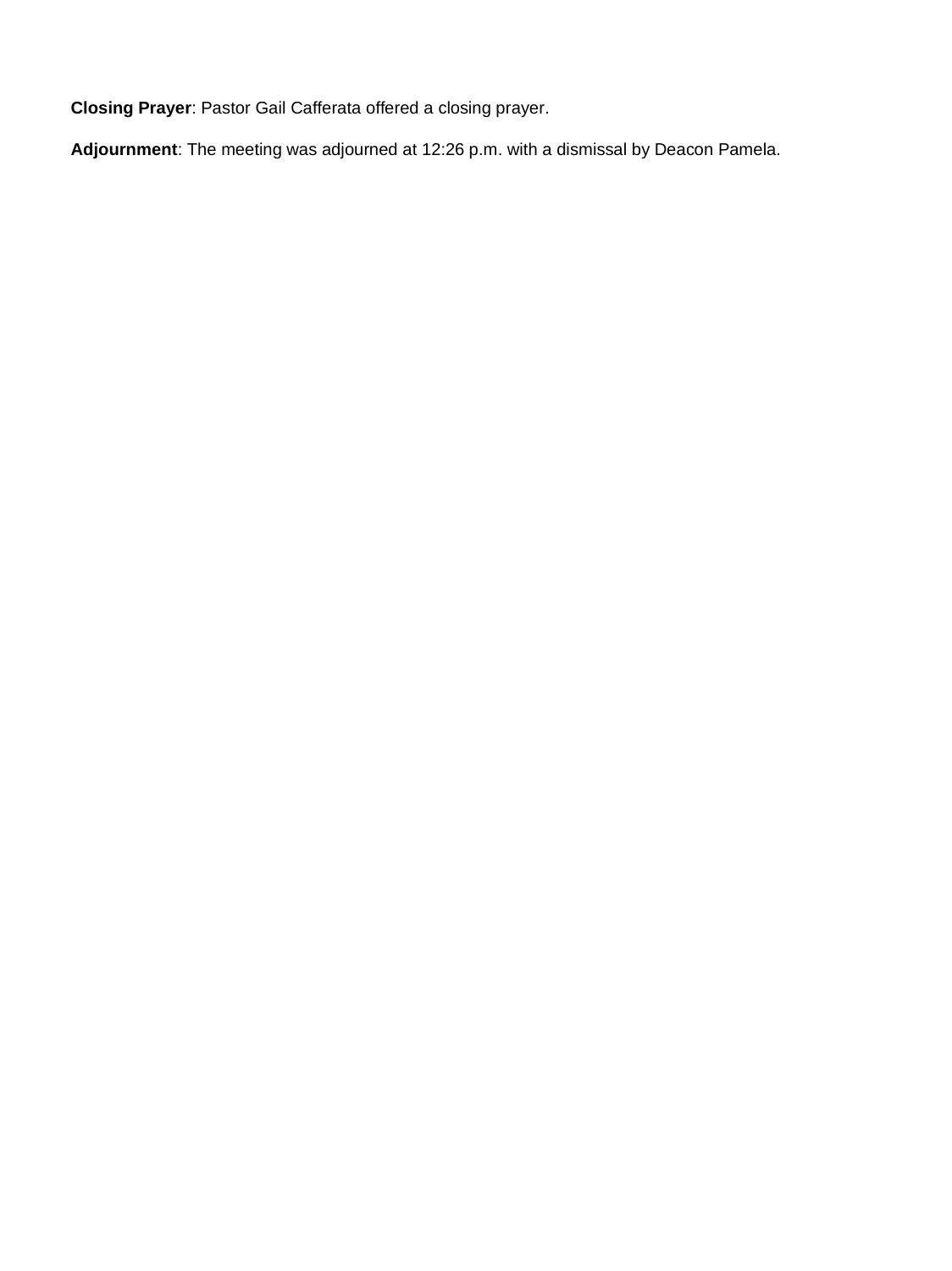**Closing Prayer**: Pastor Gail Cafferata offered a closing prayer.

**Adjournment**: The meeting was adjourned at 12:26 p.m. with a dismissal by Deacon Pamela.